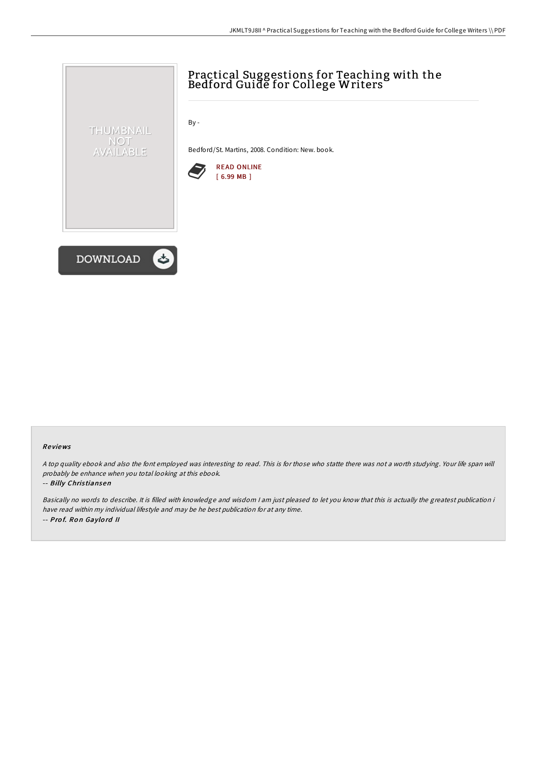# Practical Suggestions for Teaching with the Bedford Guide for College Writers

By -

Bedford/St. Martins, 2008. Condition: New. book.

READ ONLINE
[ 6.99 MB ]

DOWNLOAD

### Reviews

*A top quality ebook and also the font employed was interesting to read. This is for those who statte there was not a worth studying. Your life span will probably be enhance when you total looking at this ebook.*

-- **Billy Christiansen**

*Basically no words to describe. It is filled with knowledge and wisdom I am just pleased to let you know that this is actually the greatest publication i have read within my individual lifestyle and may be he best publication for at any time.*

-- **Prof. Ron Gaylord II**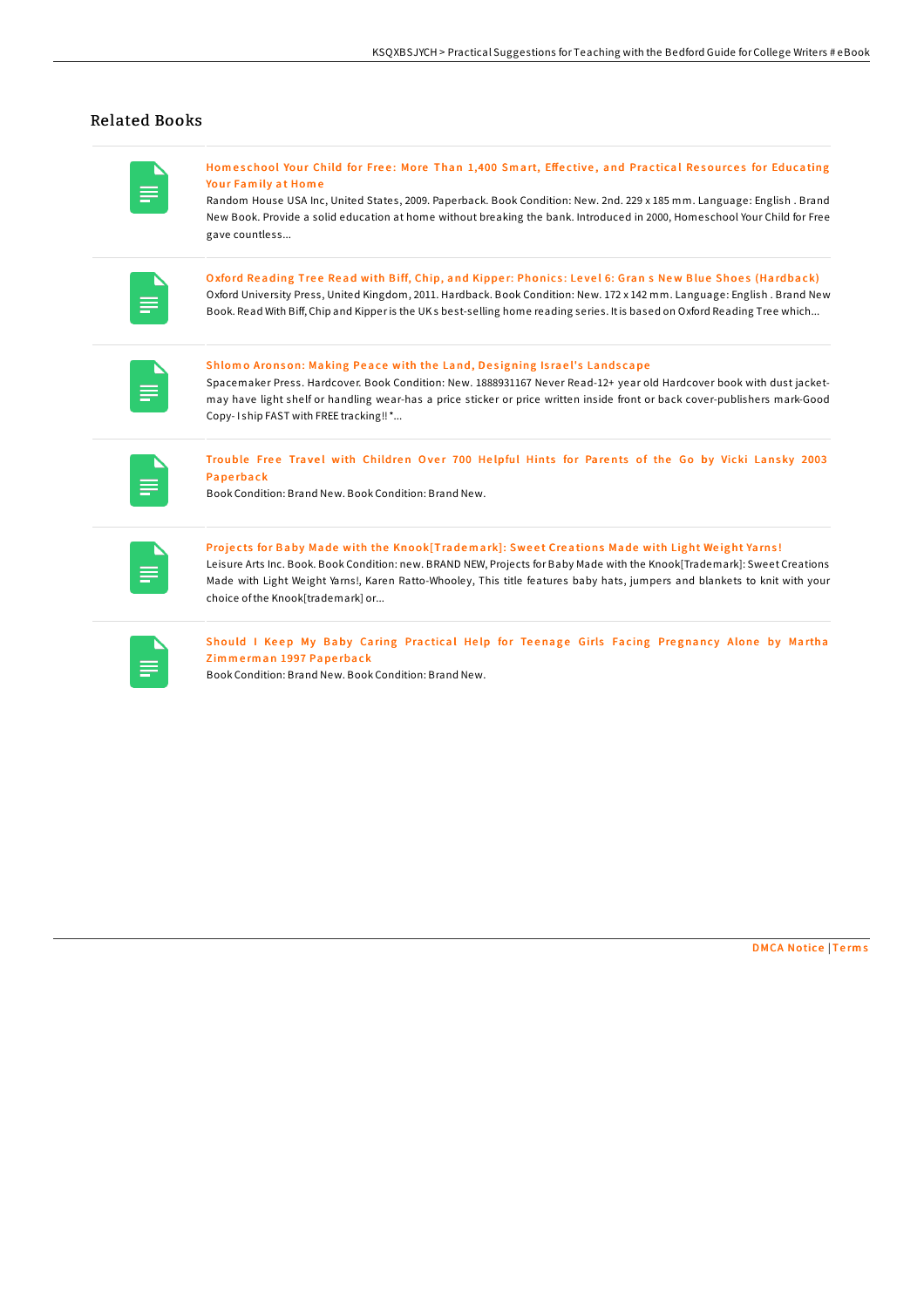## Related Books

**Homeschool Your Child for Free: More Than 1,400 Smart, Effective, and Practical Resources for Educating Your Family at Home**

Random House USA Inc, United States, 2009. Paperback. Book Condition: New. 2nd. 229 x 185 mm. Language: English . Brand New Book. Provide a solid education at home without breaking the bank. Introduced in 2000, Homeschool Your Child for Free gave countless...

**Oxford Reading Tree Read with Biff, Chip, and Kipper: Phonics: Level 6: Gran s New Blue Shoes (Hardback)**

Oxford University Press, United Kingdom, 2011. Hardback. Book Condition: New. 172 x 142 mm. Language: English . Brand New Book. Read With Biff, Chip and Kipper is the UK s best-selling home reading series. It is based on Oxford Reading Tree which...

**Shlomo Aronson: Making Peace with the Land, Designing Israel's Landscape**

Spacemaker Press. Hardcover. Book Condition: New. 1888931167 Never Read-12+ year old Hardcover book with dust jacket-may have light shelf or handling wear-has a price sticker or price written inside front or back cover-publishers mark-Good Copy- I ship FAST with FREE tracking!! *...

**Trouble Free Travel with Children Over 700 Helpful Hints for Parents of the Go by Vicki Lansky 2003 Paperback**

Book Condition: Brand New. Book Condition: Brand New.

**Projects for Baby Made with the Knook[Trademark]: Sweet Creations Made with Light Weight Yarns!**

Leisure Arts Inc. Book. Book Condition: new. BRAND NEW, Projects for Baby Made with the Knook[Trademark]: Sweet Creations Made with Light Weight Yarns!, Karen Ratto-Whooley, This title features baby hats, jumpers and blankets to knit with your choice of the Knook[trademark] or...

**Should I Keep My Baby Caring Practical Help for Teenage Girls Facing Pregnancy Alone by Martha Zimmerman 1997 Paperback**

Book Condition: Brand New. Book Condition: Brand New.